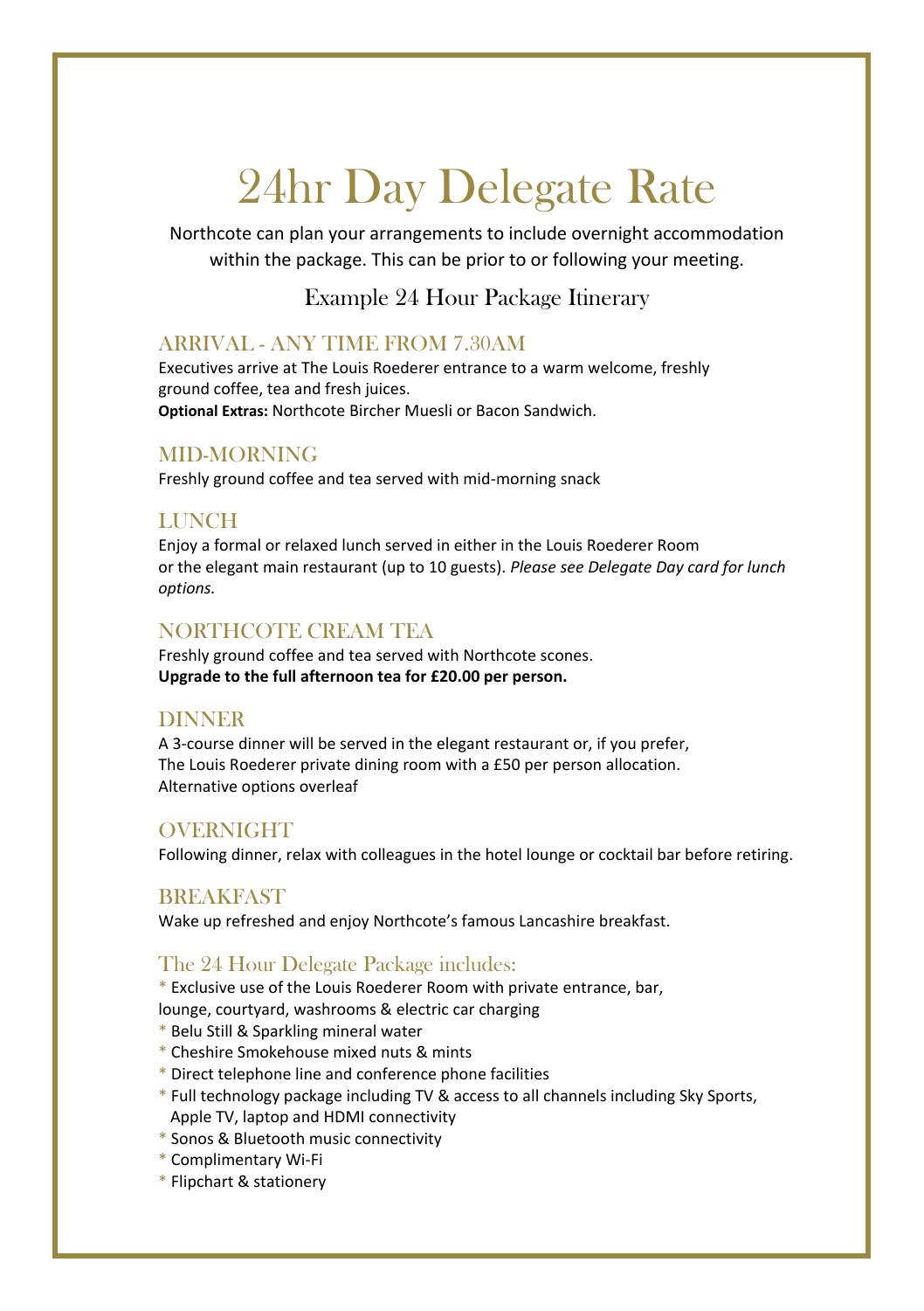# 24hr Day Delegate Rate

Northcote can plan your arrangements to include overnight accommodation within the package. This can be prior to or following your meeting.

## Example 24 Hour Package Itinerary

### ARRIVAL - ANY TIME FROM 7.30AM

Executives arrive at The Louis Roederer entrance to a warm welcome, freshly ground coffee, tea and fresh juices.
**Optional Extras:** Northcote Bircher Muesli or Bacon Sandwich.

### MID-MORNING

Freshly ground coffee and tea served with mid-morning snack

### LUNCH

Enjoy a formal or relaxed lunch served in either in the Louis Roederer Room or the elegant main restaurant (up to 10 guests). *Please see Delegate Day card for lunch options.*

### NORTHCOTE CREAM TEA

Freshly ground coffee and tea served with Northcote scones.
**Upgrade to the full afternoon tea for £20.00 per person.**

### DINNER

A 3-course dinner will be served in the elegant restaurant or, if you prefer, The Louis Roederer private dining room with a £50 per person allocation.
Alternative options overleaf

### OVERNIGHT

Following dinner, relax with colleagues in the hotel lounge or cocktail bar before retiring.

### BREAKFAST

Wake up refreshed and enjoy Northcote's famous Lancashire breakfast.

### The 24 Hour Delegate Package includes:

* Exclusive use of the Louis Roederer Room with private entrance, bar, lounge, courtyard, washrooms & electric car charging
* Belu Still & Sparkling mineral water
* Cheshire Smokehouse mixed nuts & mints
* Direct telephone line and conference phone facilities
* Full technology package including TV & access to all channels including Sky Sports, Apple TV, laptop and HDMI connectivity
* Sonos & Bluetooth music connectivity
* Complimentary Wi-Fi
* Flipchart & stationery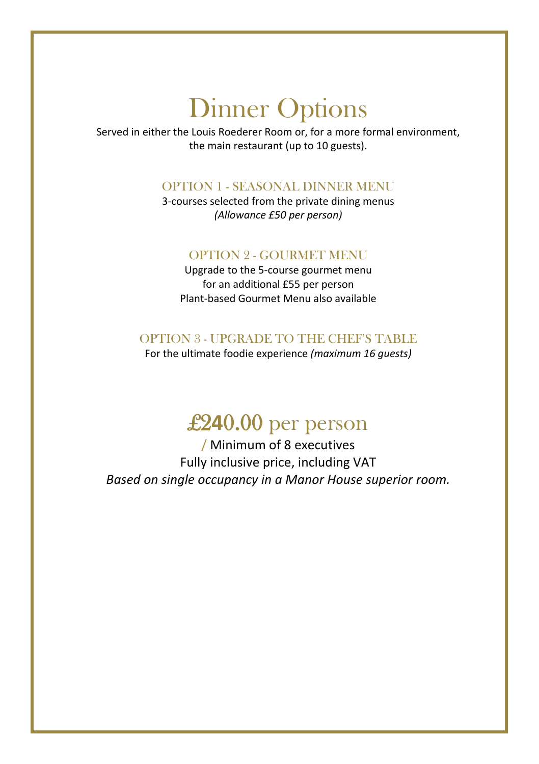# Dinner Options

Served in either the Louis Roederer Room or, for a more formal environment, the main restaurant (up to 10 guests).

## OPTION 1 - SEASONAL DINNER MENU

3-courses selected from the private dining menus
*(Allowance £50 per person)*

## OPTION 2 - GOURMET MENU

Upgrade to the 5-course gourmet menu
for an additional £55 per person
Plant-based Gourmet Menu also available

## OPTION 3 - UPGRADE TO THE CHEF'S TABLE

For the ultimate foodie experience *(maximum 16 guests)*

# £240.00 per person

/ Minimum of 8 executives
Fully inclusive price, including VAT
*Based on single occupancy in a Manor House superior room.*